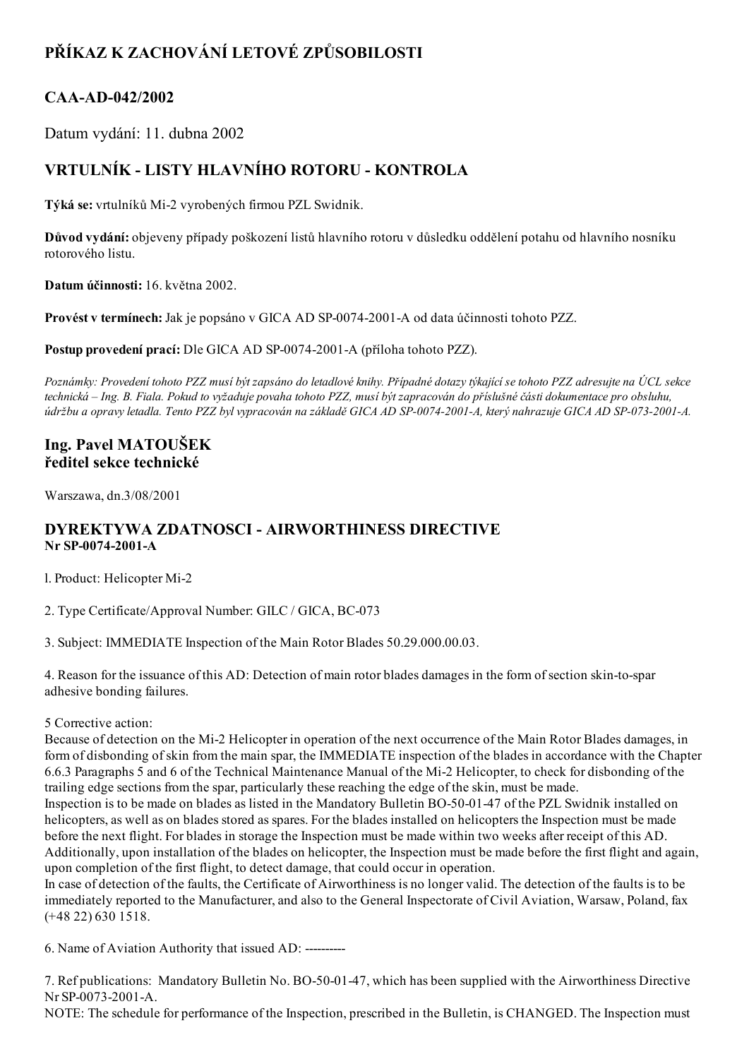# PŘÍKAZ K ZACHOVÁNÍ LETOVÉ ZPŮSOBILOSTI

## CAA-AD-042/2002

Datum vydání: 11. dubna 2002

## VRTULNÍK - LISTY HLAVNÍHO ROTORU - KONTROLA

**Týká se:** vrtulníků Mi-2 vyrobených firmou PZL Swidnik.

**Důvod vydání:** objeveny případy poškození listů hlavního rotoru v důsledku oddělení potahu od hlavního nosníku rotorového listu.

**Datum účinnosti:** 16. května 2002.

**Provést v termínech:** Jak je popsáno v GICA AD SP-0074-2001-A od data účinnosti tohoto PZZ.

**Postup provedení prací:** Dle GICA AD SP-0074-2001-A (příloha tohoto PZZ).

*Poznámky: Provedení tohoto PZZ musí být zapsáno do letadlové knihy. Případné dotazy týkající se tohoto PZZ adresujte na ÚCL sekce technická – Ing. B. Fiala. Pokud to vyžaduje povaha tohoto PZZ, musí být zapracován do příslušné části dokumentace pro obsluhu, údržbu a opravy letadla. Tento PZZ byl vypracován na základě GICA AD SP-0074-2001-A, který nahrazuje GICA AD SP-073-2001-A.*

## Ing. Pavel MATOUŠEK
## ředitel sekce technické

Warszawa, dn.3/08/2001

## DYREKTYWA ZDATNOSCI - AIRWORTHINESS DIRECTIVE
**Nr SP-0074-2001-A**

l. Product: Helicopter Mi-2

2. Type Certificate/Approval Number: GILC / GICA, BC-073

3. Subject: IMMEDIATE Inspection of the Main Rotor Blades 50.29.000.00.03.

4. Reason for the issuance of this AD: Detection of main rotor blades damages in the form of section skin-to-spar adhesive bonding failures.

5 Corrective action:
Because of detection on the Mi-2 Helicopter in operation of the next occurrence of the Main Rotor Blades damages, in form of disbonding of skin from the main spar, the IMMEDIATE inspection of the blades in accordance with the Chapter 6.6.3 Paragraphs 5 and 6 of the Technical Maintenance Manual of the Mi-2 Helicopter, to check for disbonding of the trailing edge sections from the spar, particularly these reaching the edge of the skin, must be made.
Inspection is to be made on blades as listed in the Mandatory Bulletin BO-50-01-47 of the PZL Swidnik installed on helicopters, as well as on blades stored as spares. For the blades installed on helicopters the Inspection must be made before the next flight. For blades in storage the Inspection must be made within two weeks after receipt of this AD. Additionally, upon installation of the blades on helicopter, the Inspection must be made before the first flight and again, upon completion of the first flight, to detect damage, that could occur in operation.
In case of detection of the faults, the Certificate of Airworthiness is no longer valid. The detection of the faults is to be immediately reported to the Manufacturer, and also to the General Inspectorate of Civil Aviation, Warsaw, Poland, fax (+48 22) 630 1518.

6. Name of Aviation Authority that issued AD: ----------

7. Ref publications: Mandatory Bulletin No. BO-50-01-47, which has been supplied with the Airworthiness Directive Nr SP-0073-2001-A.
NOTE: The schedule for performance of the Inspection, prescribed in the Bulletin, is CHANGED. The Inspection must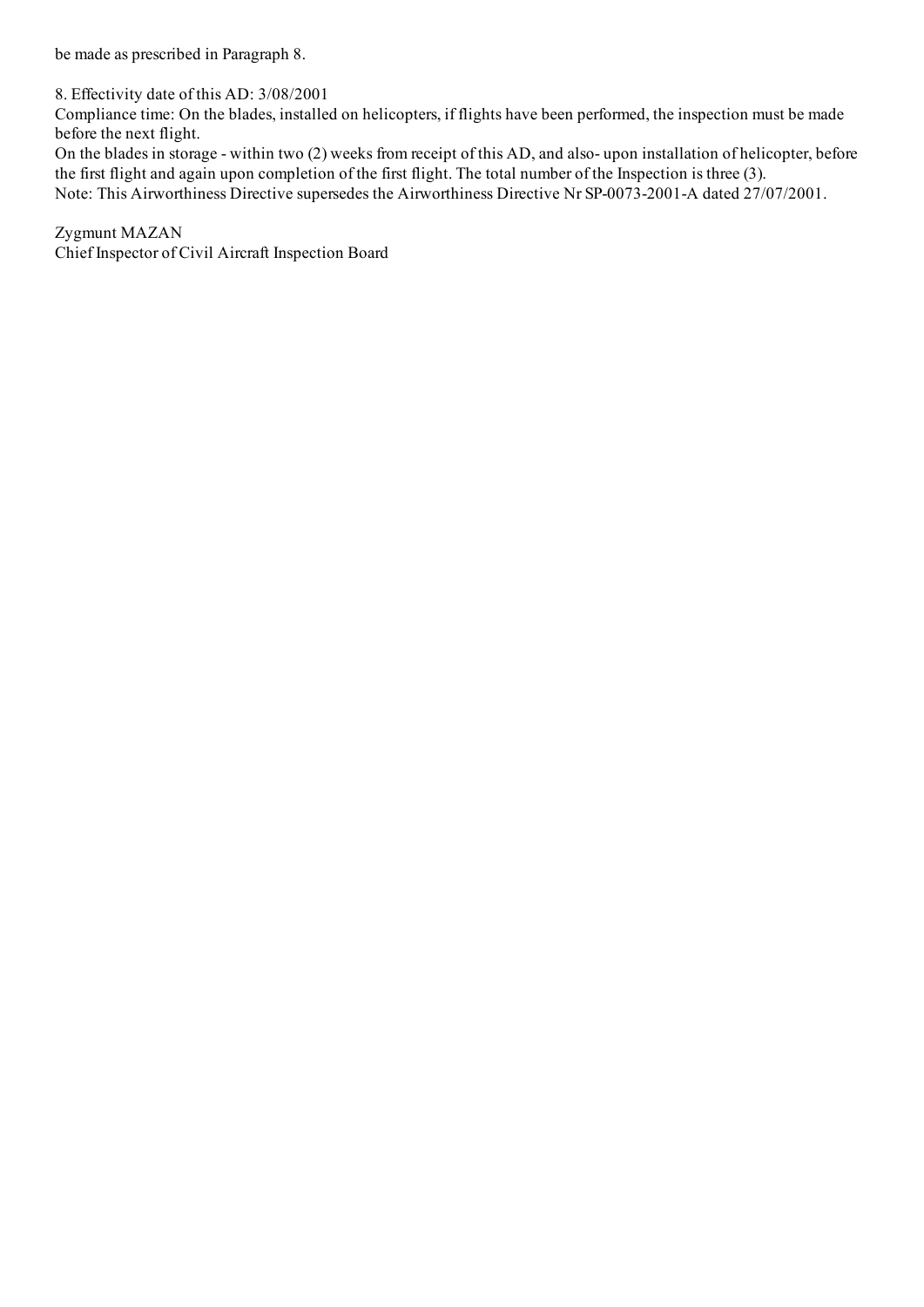be made as prescribed in Paragraph 8.

8. Effectivity date of this AD: 3/08/2001
Compliance time: On the blades, installed on helicopters, if flights have been performed, the inspection must be made before the next flight.
On the blades in storage - within two (2) weeks from receipt of this AD, and also- upon installation of helicopter, before the first flight and again upon completion of the first flight. The total number of the Inspection is three (3).
Note: This Airworthiness Directive supersedes the Airworthiness Directive Nr SP-0073-2001-A dated 27/07/2001.

Zygmunt MAZAN
Chief Inspector of Civil Aircraft Inspection Board